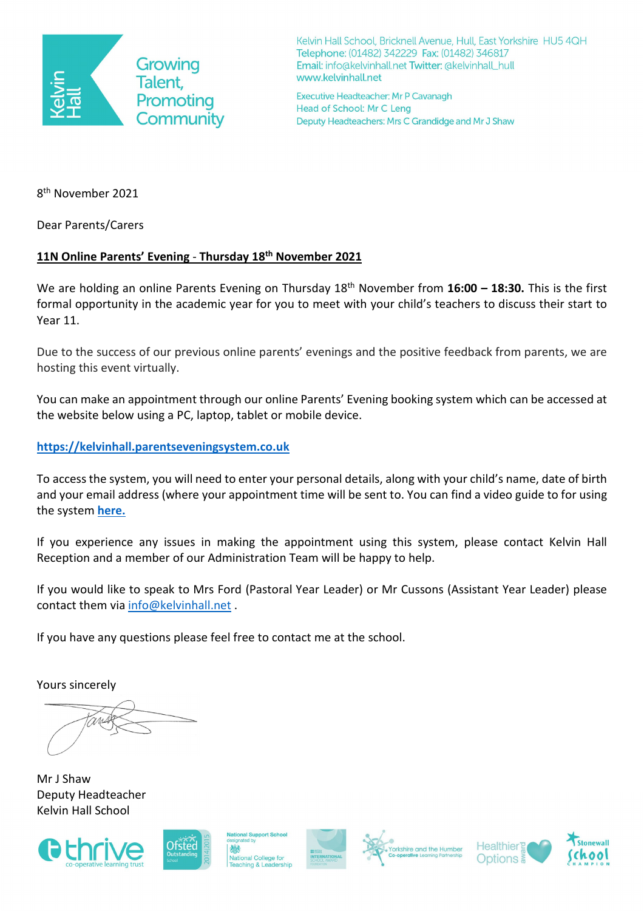Kelvin Hall

Growing Talent, Promoting Community

Kelvin Hall School, Bricknell Avenue, Hull, East Yorkshire HU5 4QH
Telephone: (01482) 342229 Fax: (01482) 346817
Email: info@kelvinhall.net Twitter: @kelvinhall_hull
www.kelvinhall.net

Executive Headteacher: Mr P Cavanagh
Head of School: Mr C Leng
Deputy Headteachers: Mrs C Grandidge and Mr J Shaw

8th November 2021

Dear Parents/Carers

**11N Online Parents' Evening - Thursday 18th November 2021**

We are holding an online Parents Evening on Thursday 18th November from **16:00 – 18:30.** This is the first formal opportunity in the academic year for you to meet with your child's teachers to discuss their start to Year 11.

Due to the success of our previous online parents' evenings and the positive feedback from parents, we are hosting this event virtually.

You can make an appointment through our online Parents' Evening booking system which can be accessed at the website below using a PC, laptop, tablet or mobile device.

**https://kelvinhall.parentseveningsystem.co.uk**

To access the system, you will need to enter your personal details, along with your child's name, date of birth and your email address (where your appointment time will be sent to. You can find a video guide to for using the system **here.**

If you experience any issues in making the appointment using this system, please contact Kelvin Hall Reception and a member of our Administration Team will be happy to help.

If you would like to speak to Mrs Ford (Pastoral Year Leader) or Mr Cussons (Assistant Year Leader) please contact them via info@kelvinhall.net .

If you have any questions please feel free to contact me at the school.

Yours sincerely

Mr J Shaw
Deputy Headteacher
Kelvin Hall School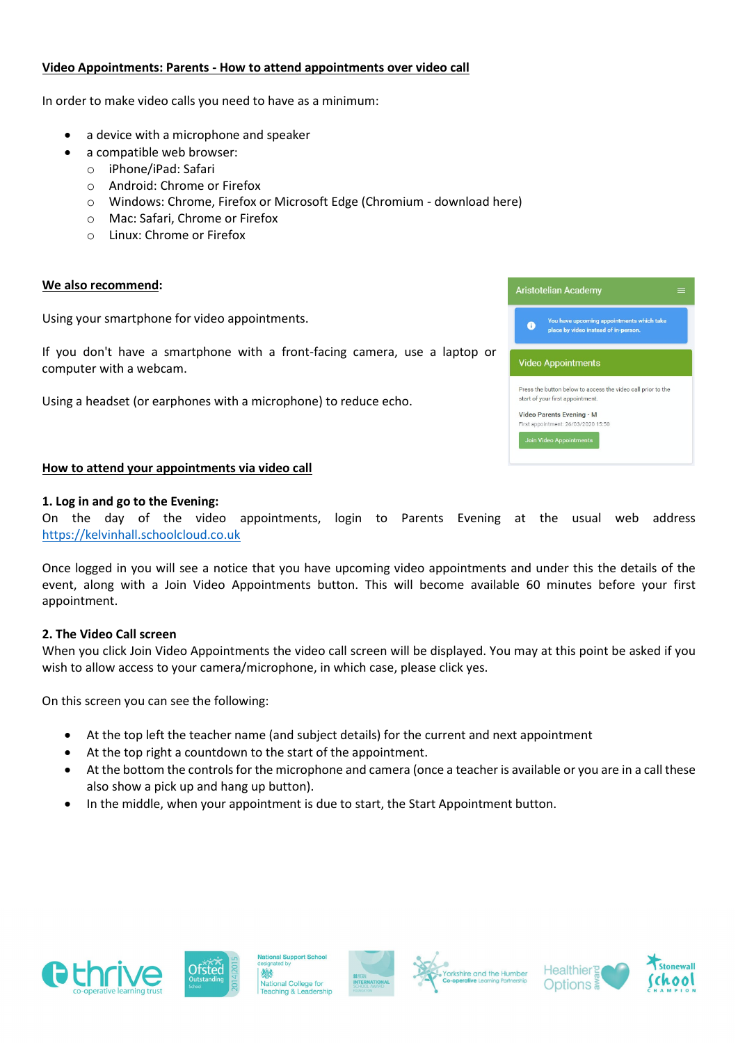**Video Appointments: Parents - How to attend appointments over video call**

In order to make video calls you need to have as a minimum:

- a device with a microphone and speaker
- a compatible web browser:
  - iPhone/iPad: Safari
  - Android: Chrome or Firefox
  - Windows: Chrome, Firefox or Microsoft Edge (Chromium - download here)
  - Mac: Safari, Chrome or Firefox
  - Linux: Chrome or Firefox

**We also recommend:**

Using your smartphone for video appointments.

If you don't have a smartphone with a front-facing camera, use a laptop or computer with a webcam.

Using a headset (or earphones with a microphone) to reduce echo.

Aristotelian Academy

You have upcoming appointments which take place by video instead of in-person.

Video Appointments

Press the button below to access the video call prior to the start of your first appointment.

Video Parents Evening - M

First appointment: 26/03/2020 15:50

Join Video Appointments

**How to attend your appointments via video call**

**1. Log in and go to the Evening:**

On the day of the video appointments, login to Parents Evening at the usual web address https://kelvinhall.schoolcloud.co.uk

Once logged in you will see a notice that you have upcoming video appointments and under this the details of the event, along with a Join Video Appointments button. This will become available 60 minutes before your first appointment.

**2. The Video Call screen**

When you click Join Video Appointments the video call screen will be displayed. You may at this point be asked if you wish to allow access to your camera/microphone, in which case, please click yes.

On this screen you can see the following:

- At the top left the teacher name (and subject details) for the current and next appointment
- At the top right a countdown to the start of the appointment.
- At the bottom the controls for the microphone and camera (once a teacher is available or you are in a call these also show a pick up and hang up button).
- In the middle, when your appointment is due to start, the Start Appointment button.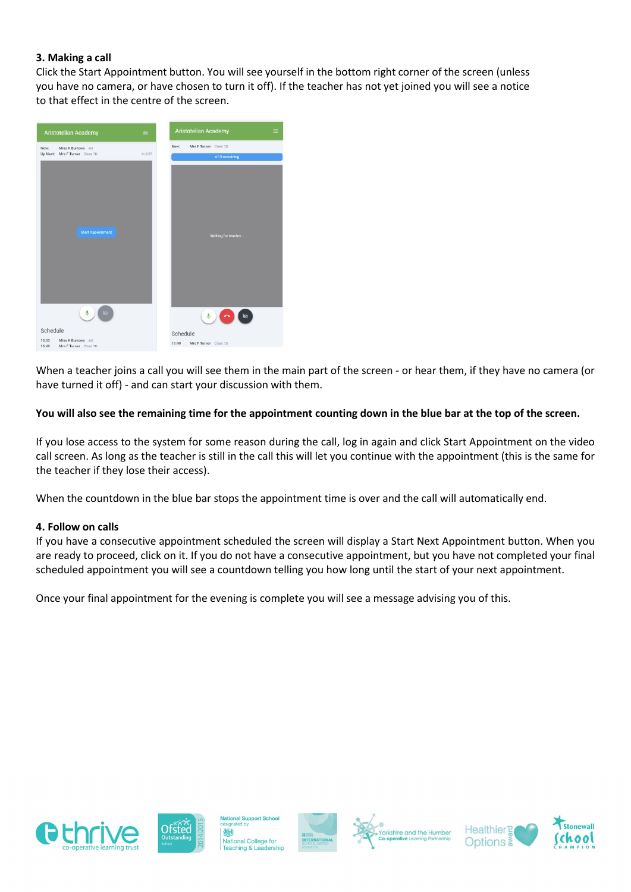**3. Making a call**

Click the Start Appointment button. You will see yourself in the bottom right corner of the screen (unless you have no camera, or have chosen to turn it off). If the teacher has not yet joined you will see a notice to that effect in the centre of the screen.

When a teacher joins a call you will see them in the main part of the screen - or hear them, if they have no camera (or have turned it off) - and can start your discussion with them.

**You will also see the remaining time for the appointment counting down in the blue bar at the top of the screen.**

If you lose access to the system for some reason during the call, log in again and click Start Appointment on the video call screen. As long as the teacher is still in the call this will let you continue with the appointment (this is the same for the teacher if they lose their access).

When the countdown in the blue bar stops the appointment time is over and the call will automatically end.

**4. Follow on calls**

If you have a consecutive appointment scheduled the screen will display a Start Next Appointment button. When you are ready to proceed, click on it. If you do not have a consecutive appointment, but you have not completed your final scheduled appointment you will see a countdown telling you how long until the start of your next appointment.

Once your final appointment for the evening is complete you will see a message advising you of this.